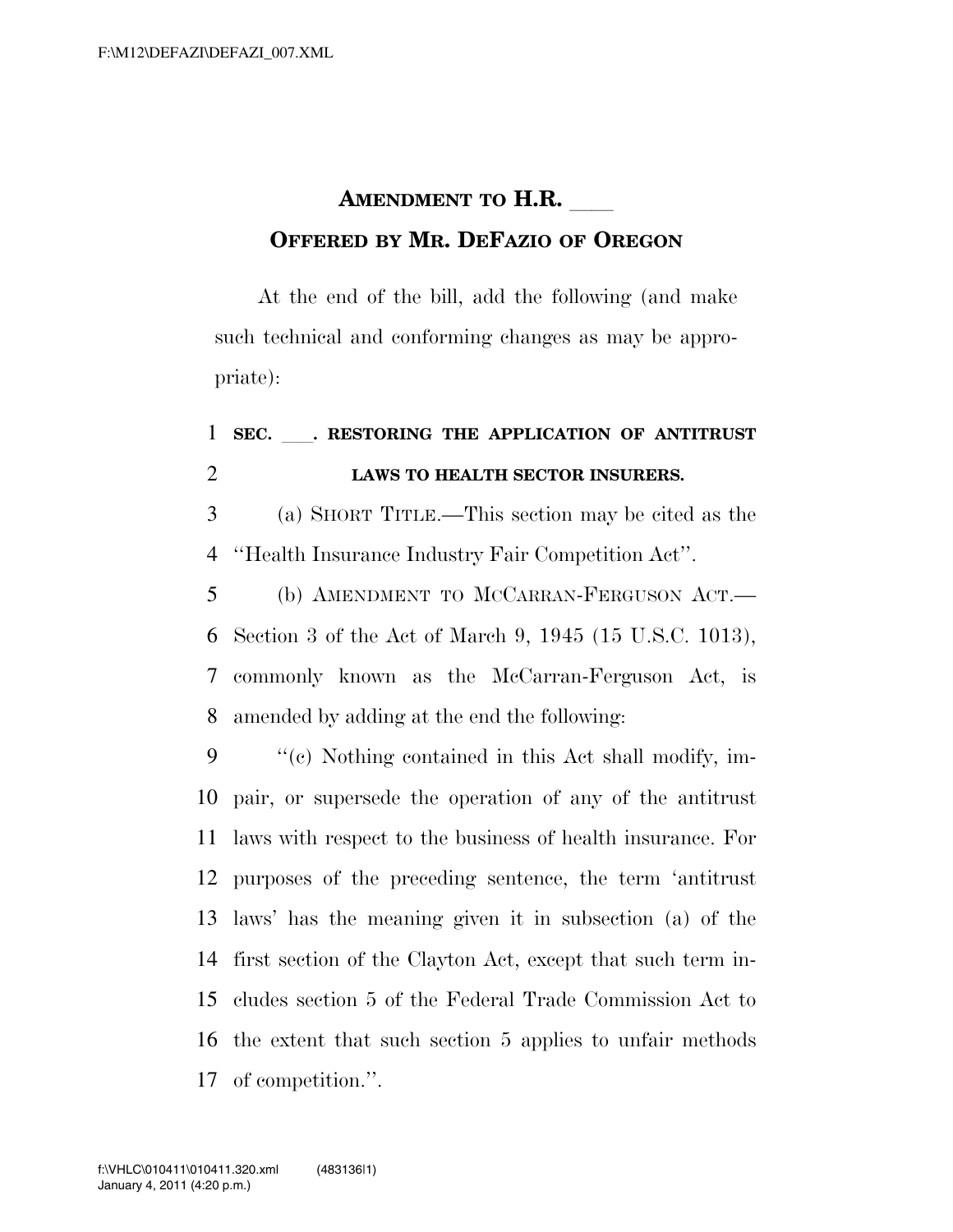**AMENDMENT TO H.R. \_\_\_\_**

**OFFERED BY MR. DEFAZIO OF OREGON**

At the end of the bill, add the following (and make such technical and conforming changes as may be appropriate):

1 **SEC. \_\_\_\_. RESTORING THE APPLICATION OF ANTITRUST**
2 **LAWS TO HEALTH SECTOR INSURERS.**

3 (a) SHORT TITLE.—This section may be cited as the
4 ''Health Insurance Industry Fair Competition Act''.

5 (b) AMENDMENT TO MCCARRAN-FERGUSON ACT.—
6 Section 3 of the Act of March 9, 1945 (15 U.S.C. 1013),
7 commonly known as the McCarran-Ferguson Act, is
8 amended by adding at the end the following:

9 ''(c) Nothing contained in this Act shall modify, im-
10 pair, or supersede the operation of any of the antitrust
11 laws with respect to the business of health insurance. For
12 purposes of the preceding sentence, the term 'antitrust
13 laws' has the meaning given it in subsection (a) of the
14 first section of the Clayton Act, except that such term in-
15 cludes section 5 of the Federal Trade Commission Act to
16 the extent that such section 5 applies to unfair methods
17 of competition.''.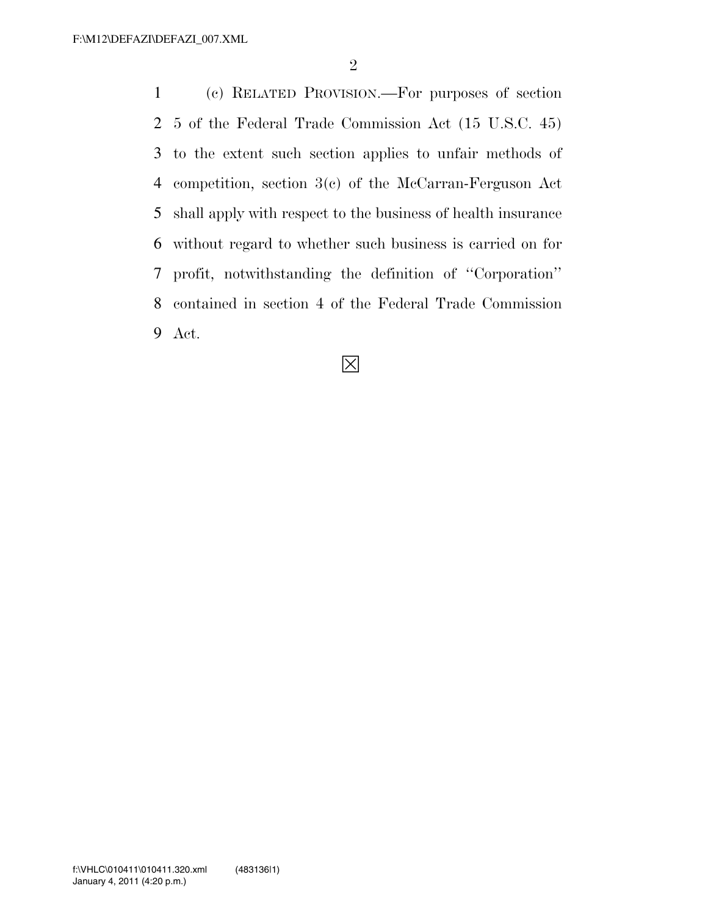(c) RELATED PROVISION.—For purposes of section 5 of the Federal Trade Commission Act (15 U.S.C. 45) to the extent such section applies to unfair methods of competition, section 3(c) of the McCarran-Ferguson Act shall apply with respect to the business of health insurance without regard to whether such business is carried on for profit, notwithstanding the definition of ''Corporation'' contained in section 4 of the Federal Trade Commission Act.